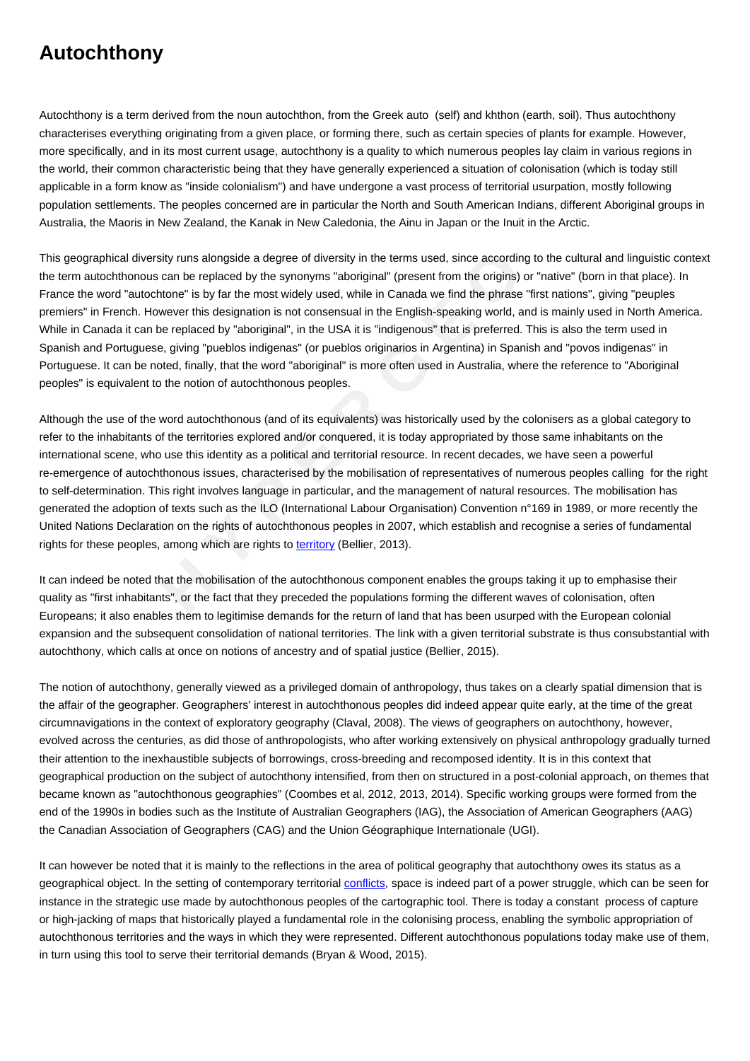# Autochthony

Autochthony is a term derived from the noun autochthon, from the Greek auto (self) and khthon (earth, soil). Thus autochthony characterises everything originating from a given place, or forming there, such as certain species of plants for example. However, more specifically, and in its most current usage, autochthony is a quality to which numerous peoples lay claim in various regions in the world, their common characteristic being that they have generally experienced a situation of colonisation (which is today still applicable in a form know as "inside colonialism") and have undergone a vast process of territorial usurpation, mostly following population settlements. The peoples concerned are in particular the North and South American Indians, different Aboriginal groups in Australia, the Maoris in New Zealand, the Kanak in New Caledonia, the Ainu in Japan or the Inuit in the Arctic.

This geographical diversity runs alongside a degree of diversity in the terms used, since according to the cultural and linguistic context the term autochthonous can be replaced by the synonyms "aboriginal" (present from the origins) or "native" (born in that place). In France the word "autochtone" is by far the most widely used, while in Canada we find the phrase "first nations", giving "peuples premiers" in French. However this designation is not consensual in the English-speaking world, and is mainly used in North America. While in Canada it can be replaced by "aboriginal", in the USA it is "indigenous" that is preferred. This is also the term used in Spanish and Portuguese, giving "pueblos indigenas" (or pueblos originarios in Argentina) in Spanish and "povos indigenas" in Portuguese. It can be noted, finally, that the word "aboriginal" is more often used in Australia, where the reference to "Aboriginal peoples" is equivalent to the notion of autochthonous peoples.

Although the use of the word autochthonous (and of its equivalents) was historically used by the colonisers as a global category to refer to the inhabitants of the territories explored and/or conquered, it is today appropriated by those same inhabitants on the international scene, who use this identity as a political and territorial resource. In recent decades, we have seen a powerful re-emergence of autochthonous issues, characterised by the mobilisation of representatives of numerous peoples calling for the right to self-determination. This right involves language in particular, and the management of natural resources. The mobilisation has generated the adoption of texts such as the ILO (International Labour Organisation) Convention n°169 in 1989, or more recently the United Nations Declaration on the rights of autochthonous peoples in 2007, which establish and recognise a series of fundamental rights for these peoples, among which are rights to territory (Bellier, 2013).

It can indeed be noted that the mobilisation of the autochthonous component enables the groups taking it up to emphasise their quality as "first inhabitants", or the fact that they preceded the populations forming the different waves of colonisation, often Europeans; it also enables them to legitimise demands for the return of land that has been usurped with the European colonial expansion and the subsequent consolidation of national territories. The link with a given territorial substrate is thus consubstantial with autochthony, which calls at once on notions of ancestry and of spatial justice (Bellier, 2015).

The notion of autochthony, generally viewed as a privileged domain of anthropology, thus takes on a clearly spatial dimension that is the affair of the geographer. Geographers' interest in autochthonous peoples did indeed appear quite early, at the time of the great circumnavigations in the context of exploratory geography (Claval, 2008). The views of geographers on autochthony, however, evolved across the centuries, as did those of anthropologists, who after working extensively on physical anthropology gradually turned their attention to the inexhaustible subjects of borrowings, cross-breeding and recomposed identity. It is in this context that geographical production on the subject of autochthony intensified, from then on structured in a post-colonial approach, on themes that became known as "autochthonous geographies" (Coombes et al, 2012, 2013, 2014). Specific working groups were formed from the end of the 1990s in bodies such as the Institute of Australian Geographers (IAG), the Association of American Geographers (AAG) the Canadian Association of Geographers (CAG) and the Union Géographique Internationale (UGI).

It can however be noted that it is mainly to the reflections in the area of political geography that autochthony owes its status as a geographical object. In the setting of contemporary territorial conflicts, space is indeed part of a power struggle, which can be seen for instance in the strategic use made by autochthonous peoples of the cartographic tool. There is today a constant process of capture or high-jacking of maps that historically played a fundamental role in the colonising process, enabling the symbolic appropriation of autochthonous territories and the ways in which they were represented. Different autochthonous populations today make use of them, in turn using this tool to serve their territorial demands (Bryan & Wood, 2015).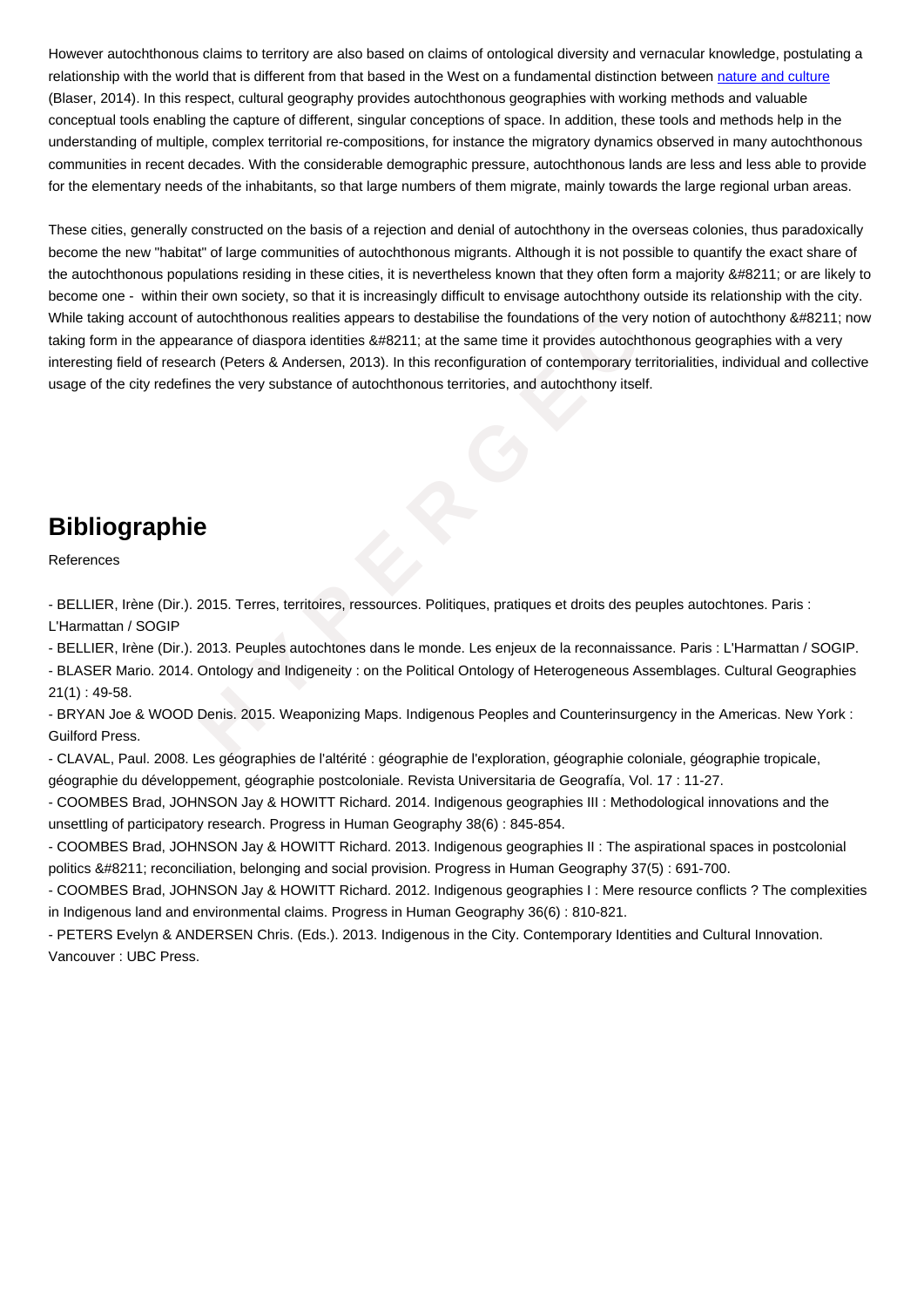However autochthonous claims to territory are also based on claims of ontological diversity and vernacular knowledge, postulating a relationship with the world that is different from that based in the West on a fundamental distinction between nature and culture (Blaser, 2014). In this respect, cultural geography provides autochthonous geographies with working methods and valuable conceptual tools enabling the capture of different, singular conceptions of space. In addition, these tools and methods help in the understanding of multiple, complex territorial re-compositions, for instance the migratory dynamics observed in many autochthonous communities in recent decades. With the considerable demographic pressure, autochthonous lands are less and less able to provide for the elementary needs of the inhabitants, so that large numbers of them migrate, mainly towards the large regional urban areas.

These cities, generally constructed on the basis of a rejection and denial of autochthony in the overseas colonies, thus paradoxically become the new "habitat" of large communities of autochthonous migrants. Although it is not possible to quantify the exact share of the autochthonous populations residing in these cities, it is nevertheless known that they often form a majority &#8211; or are likely to become one - within their own society, so that it is increasingly difficult to envisage autochthony outside its relationship with the city. While taking account of autochthonous realities appears to destabilise the foundations of the very notion of autochthony &#8211; now taking form in the appearance of diaspora identities &#8211; at the same time it provides autochthonous geographies with a very interesting field of research (Peters & Andersen, 2013). In this reconfiguration of contemporary territorialities, individual and collective usage of the city redefines the very substance of autochthonous territories, and autochthony itself.

## Bibliographie

References

- BELLIER, Irène (Dir.). 2015. Terres, territoires, ressources. Politiques, pratiques et droits des peuples autochtones. Paris : L'Harmattan / SOGIP
- BELLIER, Irène (Dir.). 2013. Peuples autochtones dans le monde. Les enjeux de la reconnaissance. Paris : L'Harmattan / SOGIP.
- BLASER Mario. 2014. Ontology and Indigeneity : on the Political Ontology of Heterogeneous Assemblages. Cultural Geographies 21(1) : 49-58.
- BRYAN Joe & WOOD Denis. 2015. Weaponizing Maps. Indigenous Peoples and Counterinsurgency in the Americas. New York : Guilford Press.
- CLAVAL, Paul. 2008. Les géographies de l'altérité : géographie de l'exploration, géographie coloniale, géographie tropicale, géographie du développement, géographie postcoloniale. Revista Universitaria de Geografía, Vol. 17 : 11-27.
- COOMBES Brad, JOHNSON Jay & HOWITT Richard. 2014. Indigenous geographies III : Methodological innovations and the unsettling of participatory research. Progress in Human Geography 38(6) : 845-854.
- COOMBES Brad, JOHNSON Jay & HOWITT Richard. 2013. Indigenous geographies II : The aspirational spaces in postcolonial politics &#8211; reconciliation, belonging and social provision. Progress in Human Geography 37(5) : 691-700.
- COOMBES Brad, JOHNSON Jay & HOWITT Richard. 2012. Indigenous geographies I : Mere resource conflicts ? The complexities in Indigenous land and environmental claims. Progress in Human Geography 36(6) : 810-821.
- PETERS Evelyn & ANDERSEN Chris. (Eds.). 2013. Indigenous in the City. Contemporary Identities and Cultural Innovation. Vancouver : UBC Press.